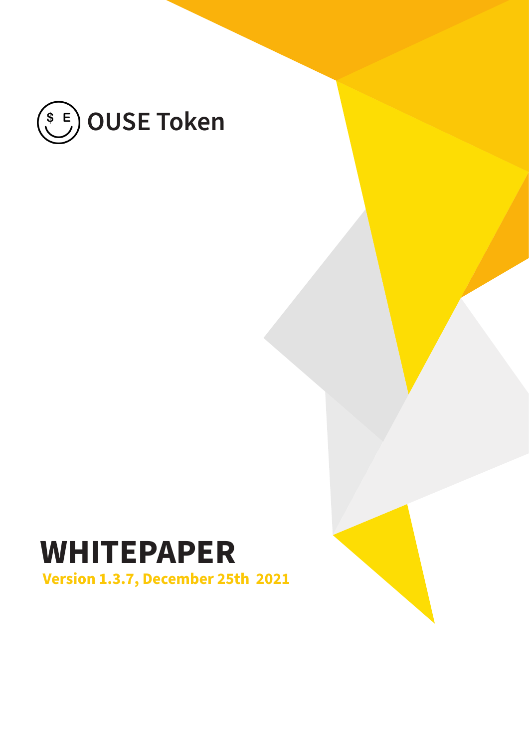# OUSE Token

# WHITEPAPER

**Version 1.3.7, December 25th 2021**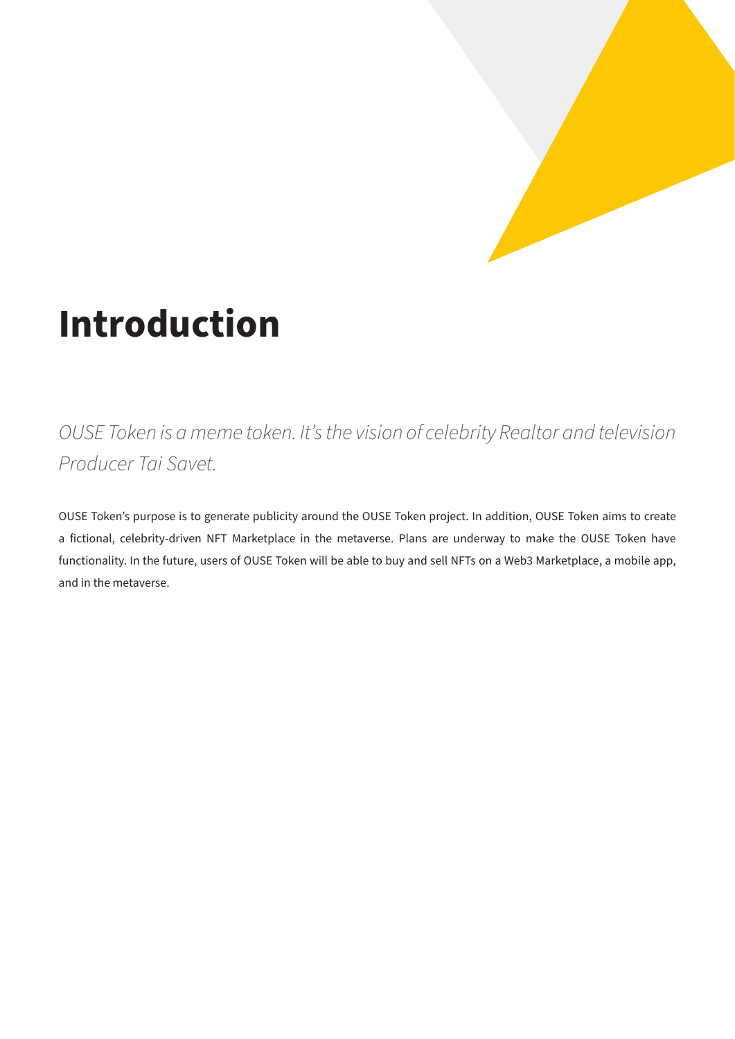# Introduction

*OUSE Token is a meme token. It's the vision of celebrity Realtor and television Producer Tai Savet.*

OUSE Token's purpose is to generate publicity around the OUSE Token project. In addition, OUSE Token aims to create a fictional, celebrity-driven NFT Marketplace in the metaverse. Plans are underway to make the OUSE Token have functionality. In the future, users of OUSE Token will be able to buy and sell NFTs on a Web3 Marketplace, a mobile app, and in the metaverse.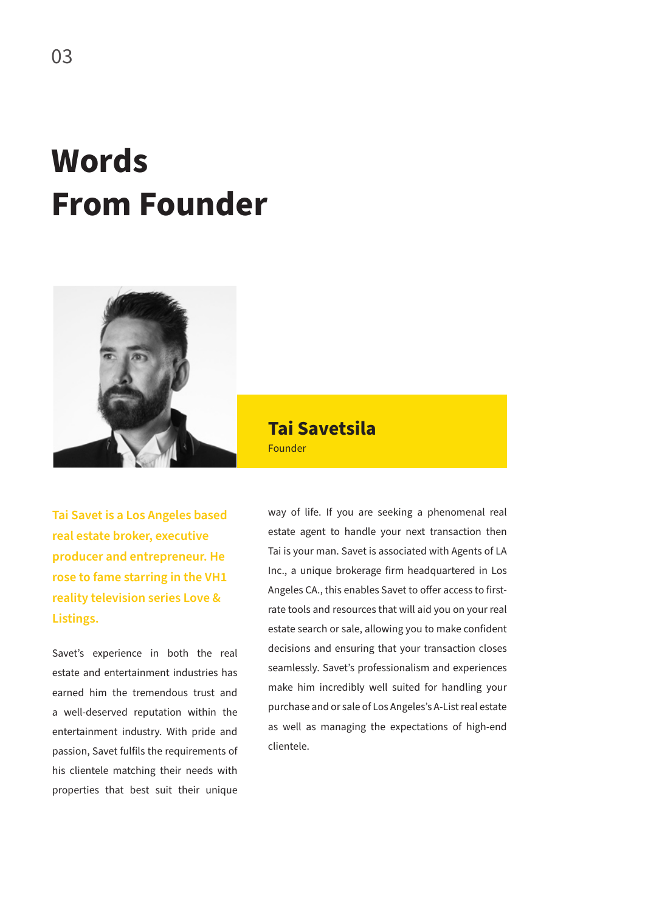# Words From Founder

**Tai Savetsila**
Founder

**Tai Savet is a Los Angeles based real estate broker, executive producer and entrepreneur. He rose to fame starring in the VH1 reality television series Love & Listings.**

Savet's experience in both the real estate and entertainment industries has earned him the tremendous trust and a well-deserved reputation within the entertainment industry. With pride and passion, Savet fulfils the requirements of his clientele matching their needs with properties that best suit their unique way of life. If you are seeking a phenomenal real estate agent to handle your next transaction then Tai is your man. Savet is associated with Agents of LA Inc., a unique brokerage firm headquartered in Los Angeles CA., this enables Savet to offer access to first-rate tools and resources that will aid you on your real estate search or sale, allowing you to make confident decisions and ensuring that your transaction closes seamlessly. Savet's professionalism and experiences make him incredibly well suited for handling your purchase and or sale of Los Angeles's A-List real estate as well as managing the expectations of high-end clientele.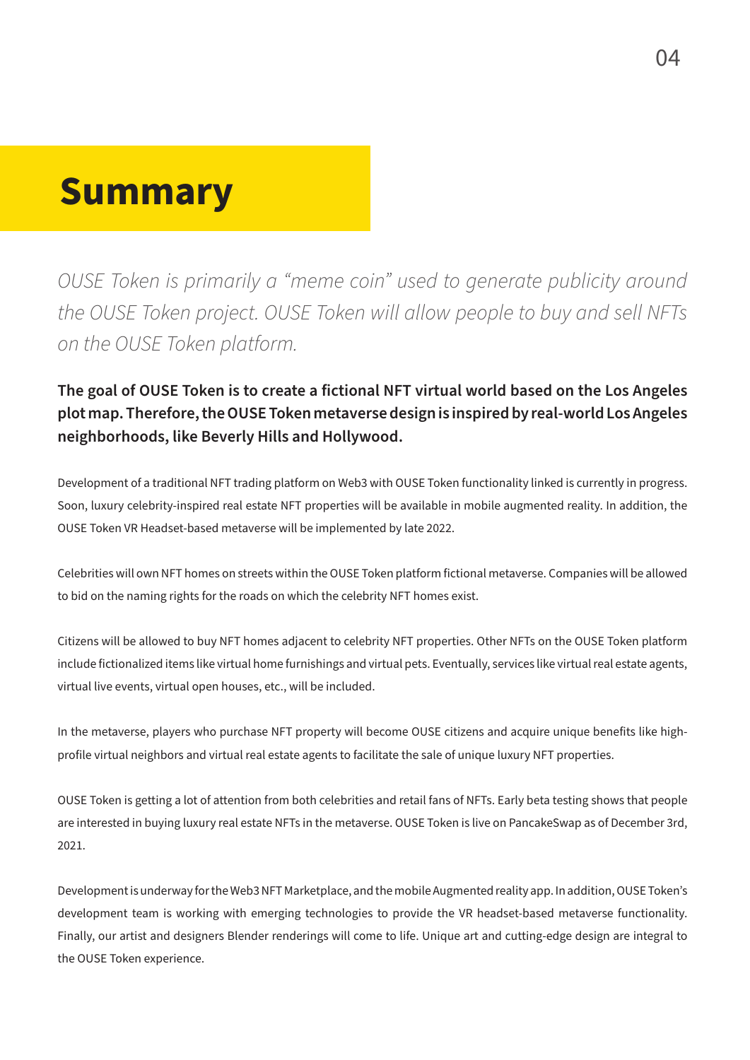# Summary

*OUSE Token is primarily a "meme coin" used to generate publicity around the OUSE Token project. OUSE Token will allow people to buy and sell NFTs on the OUSE Token platform.*

**The goal of OUSE Token is to create a fictional NFT virtual world based on the Los Angeles plot map. Therefore, the OUSE Token metaverse design is inspired by real-world Los Angeles neighborhoods, like Beverly Hills and Hollywood.**

Development of a traditional NFT trading platform on Web3 with OUSE Token functionality linked is currently in progress. Soon, luxury celebrity-inspired real estate NFT properties will be available in mobile augmented reality. In addition, the OUSE Token VR Headset-based metaverse will be implemented by late 2022.

Celebrities will own NFT homes on streets within the OUSE Token platform fictional metaverse. Companies will be allowed to bid on the naming rights for the roads on which the celebrity NFT homes exist.

Citizens will be allowed to buy NFT homes adjacent to celebrity NFT properties. Other NFTs on the OUSE Token platform include fictionalized items like virtual home furnishings and virtual pets. Eventually, services like virtual real estate agents, virtual live events, virtual open houses, etc., will be included.

In the metaverse, players who purchase NFT property will become OUSE citizens and acquire unique benefits like high-profile virtual neighbors and virtual real estate agents to facilitate the sale of unique luxury NFT properties.

OUSE Token is getting a lot of attention from both celebrities and retail fans of NFTs. Early beta testing shows that people are interested in buying luxury real estate NFTs in the metaverse. OUSE Token is live on PancakeSwap as of December 3rd, 2021.

Development is underway for the Web3 NFT Marketplace, and the mobile Augmented reality app. In addition, OUSE Token's development team is working with emerging technologies to provide the VR headset-based metaverse functionality. Finally, our artist and designers Blender renderings will come to life. Unique art and cutting-edge design are integral to the OUSE Token experience.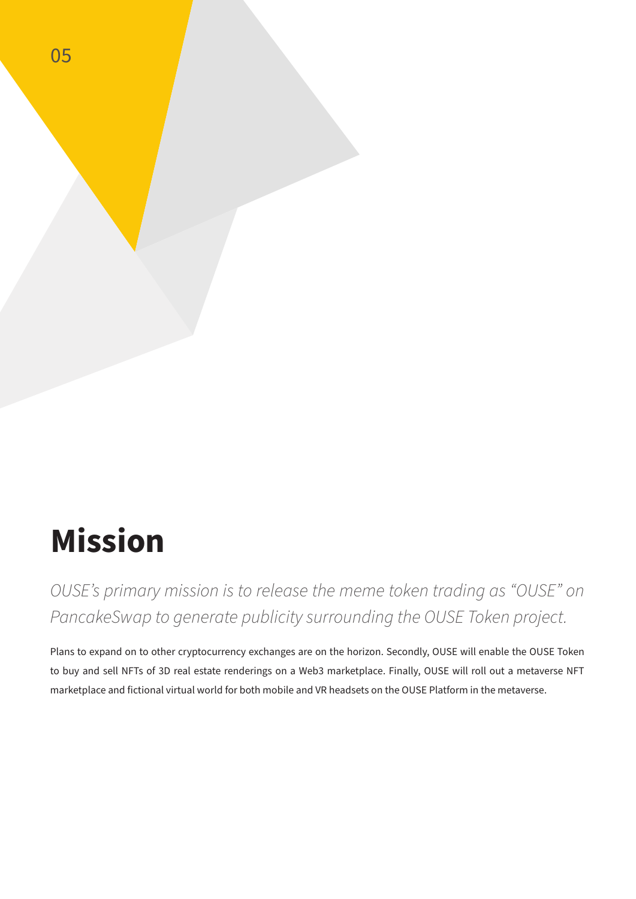# Mission

*OUSE's primary mission is to release the meme token trading as "OUSE" on PancakeSwap to generate publicity surrounding the OUSE Token project.*

Plans to expand on to other cryptocurrency exchanges are on the horizon. Secondly, OUSE will enable the OUSE Token to buy and sell NFTs of 3D real estate renderings on a Web3 marketplace. Finally, OUSE will roll out a metaverse NFT marketplace and fictional virtual world for both mobile and VR headsets on the OUSE Platform in the metaverse.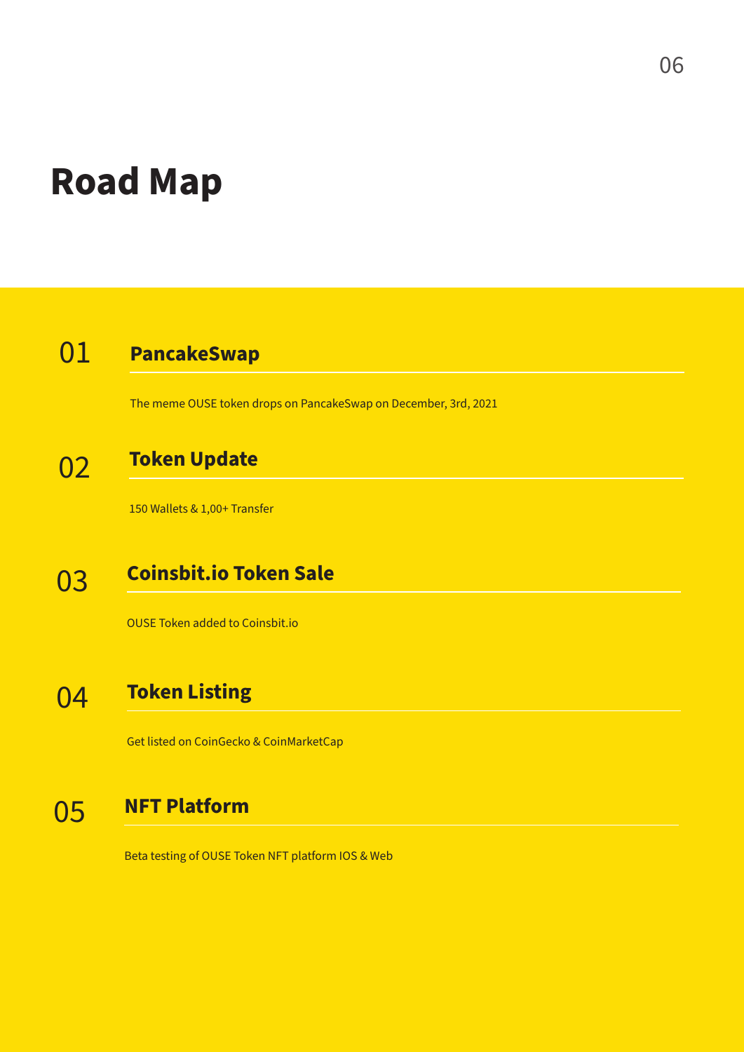# Road Map

## 01 PancakeSwap

The meme OUSE token drops on PancakeSwap on December, 3rd, 2021

## 02 Token Update

150 Wallets & 1,00+ Transfer

## 03 Coinsbit.io Token Sale

OUSE Token added to Coinsbit.io

## 04 Token Listing

Get listed on CoinGecko & CoinMarketCap

## 05 NFT Platform

Beta testing of OUSE Token NFT platform IOS & Web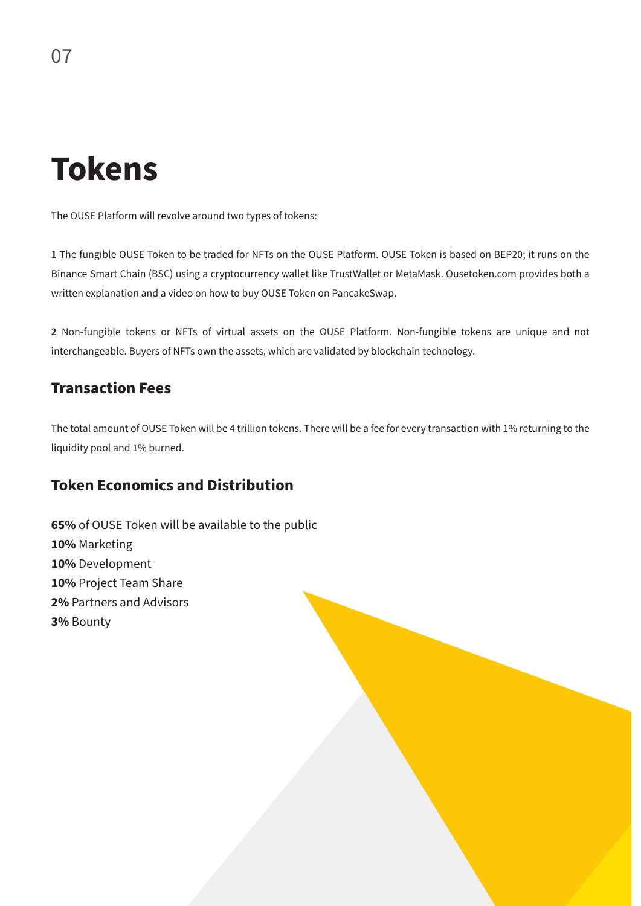# Tokens

The OUSE Platform will revolve around two types of tokens:

**1 T**he fungible OUSE Token to be traded for NFTs on the OUSE Platform. OUSE Token is based on BEP20; it runs on the Binance Smart Chain (BSC) using a cryptocurrency wallet like TrustWallet or MetaMask. Ousetoken.com provides both a written explanation and a video on how to buy OUSE Token on PancakeSwap.

**2** Non-fungible tokens or NFTs of virtual assets on the OUSE Platform. Non-fungible tokens are unique and not interchangeable. Buyers of NFTs own the assets, which are validated by blockchain technology.

## Transaction Fees

The total amount of OUSE Token will be 4 trillion tokens. There will be a fee for every transaction with 1% returning to the liquidity pool and 1% burned.

## Token Economics and Distribution

**65%** of OUSE Token will be available to the public
**10%** Marketing
**10%** Development
**10%** Project Team Share
**2%** Partners and Advisors
**3%** Bounty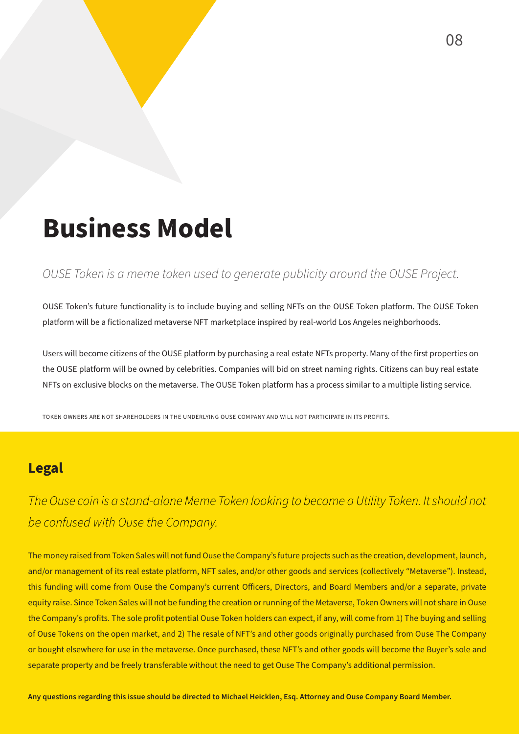# Business Model

*OUSE Token is a meme token used to generate publicity around the OUSE Project.*

OUSE Token's future functionality is to include buying and selling NFTs on the OUSE Token platform. The OUSE Token platform will be a fictionalized metaverse NFT marketplace inspired by real-world Los Angeles neighborhoods.

Users will become citizens of the OUSE platform by purchasing a real estate NFTs property. Many of the first properties on the OUSE platform will be owned by celebrities. Companies will bid on street naming rights. Citizens can buy real estate NFTs on exclusive blocks on the metaverse. The OUSE Token platform has a process similar to a multiple listing service.

TOKEN OWNERS ARE NOT SHAREHOLDERS IN THE UNDERLYING OUSE COMPANY AND WILL NOT PARTICIPATE IN ITS PROFITS.

## Legal

*The Ouse coin is a stand-alone Meme Token looking to become a Utility Token. It should not be confused with Ouse the Company.*

The money raised from Token Sales will not fund Ouse the Company's future projects such as the creation, development, launch, and/or management of its real estate platform, NFT sales, and/or other goods and services (collectively "Metaverse"). Instead, this funding will come from Ouse the Company's current Officers, Directors, and Board Members and/or a separate, private equity raise. Since Token Sales will not be funding the creation or running of the Metaverse, Token Owners will not share in Ouse the Company's profits. The sole profit potential Ouse Token holders can expect, if any, will come from 1) The buying and selling of Ouse Tokens on the open market, and 2) The resale of NFT's and other goods originally purchased from Ouse The Company or bought elsewhere for use in the metaverse. Once purchased, these NFT's and other goods will become the Buyer's sole and separate property and be freely transferable without the need to get Ouse The Company's additional permission.

**Any questions regarding this issue should be directed to Michael Heicklen, Esq. Attorney and Ouse Company Board Member.**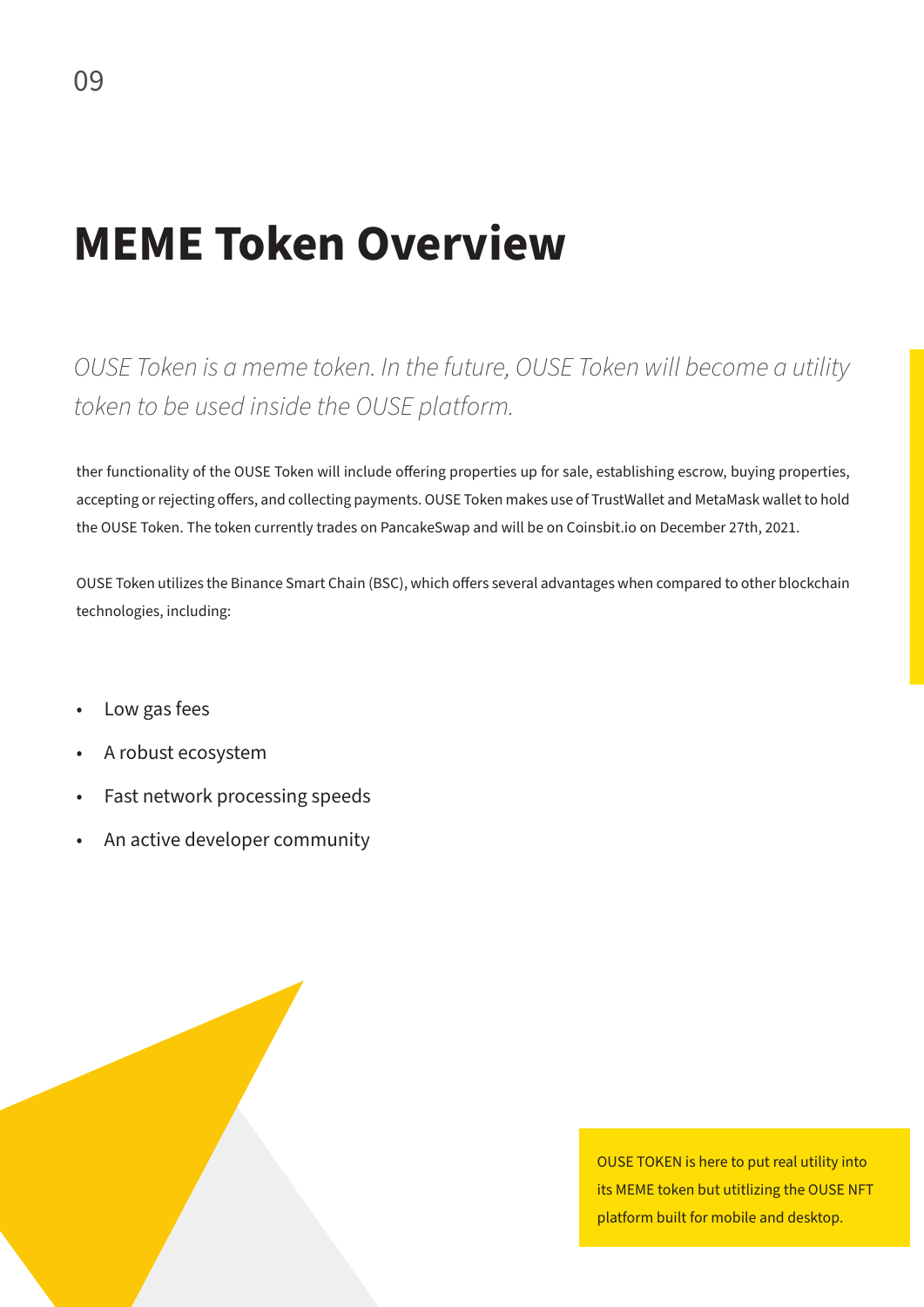# MEME Token Overview

*OUSE Token is a meme token. In the future, OUSE Token will become a utility token to be used inside the OUSE platform.*

ther functionality of the OUSE Token will include offering properties up for sale, establishing escrow, buying properties, accepting or rejecting offers, and collecting payments. OUSE Token makes use of TrustWallet and MetaMask wallet to hold the OUSE Token. The token currently trades on PancakeSwap and will be on Coinsbit.io on December 27th, 2021.

OUSE Token utilizes the Binance Smart Chain (BSC), which offers several advantages when compared to other blockchain technologies, including:

- Low gas fees
- A robust ecosystem
- Fast network processing speeds
- An active developer community

OUSE TOKEN is here to put real utility into its MEME token but utitlizing the OUSE NFT platform built for mobile and desktop.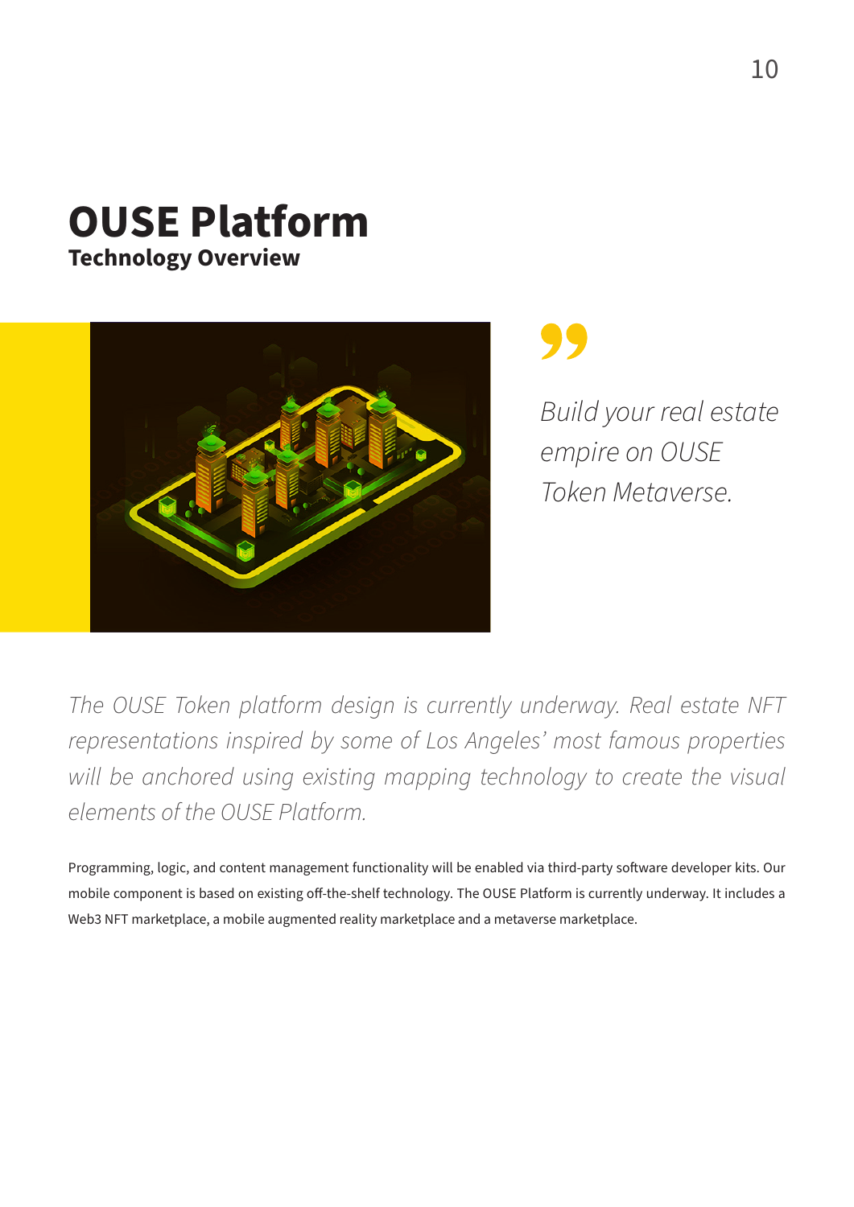# OUSE Platform

**Technology Overview**

> *Build your real estate empire on OUSE Token Metaverse.*

*The OUSE Token platform design is currently underway. Real estate NFT representations inspired by some of Los Angeles' most famous properties will be anchored using existing mapping technology to create the visual elements of the OUSE Platform.*

Programming, logic, and content management functionality will be enabled via third-party software developer kits. Our mobile component is based on existing off-the-shelf technology. The OUSE Platform is currently underway. It includes a Web3 NFT marketplace, a mobile augmented reality marketplace and a metaverse marketplace.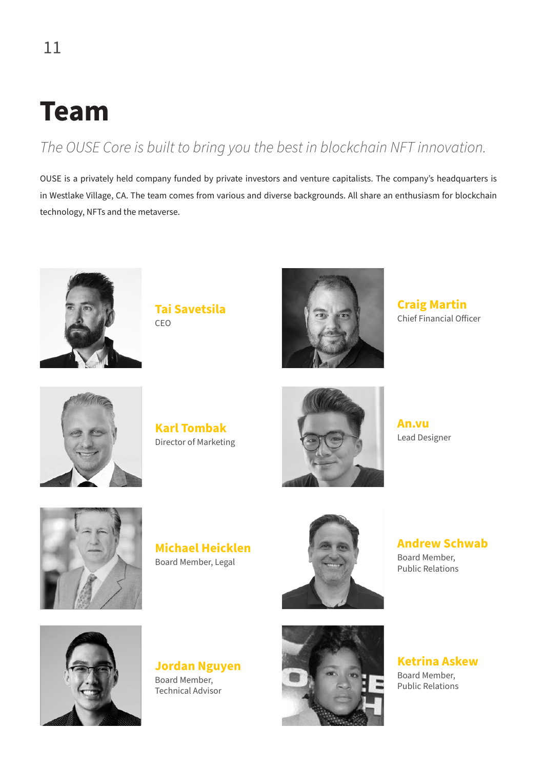# Team

*The OUSE Core is built to bring you the best in blockchain NFT innovation.*

OUSE is a privately held company funded by private investors and venture capitalists. The company's headquarters is in Westlake Village, CA. The team comes from various and diverse backgrounds. All share an enthusiasm for blockchain technology, NFTs and the metaverse.

**Tai Savetsila**
CEO

**Craig Martin**
Chief Financial Officer

**Karl Tombak**
Director of Marketing

**An.vu**
Lead Designer

**Michael Heicklen**
Board Member, Legal

**Andrew Schwab**
Board Member,
Public Relations

**Jordan Nguyen**
Board Member,
Technical Advisor

**Ketrina Askew**
Board Member,
Public Relations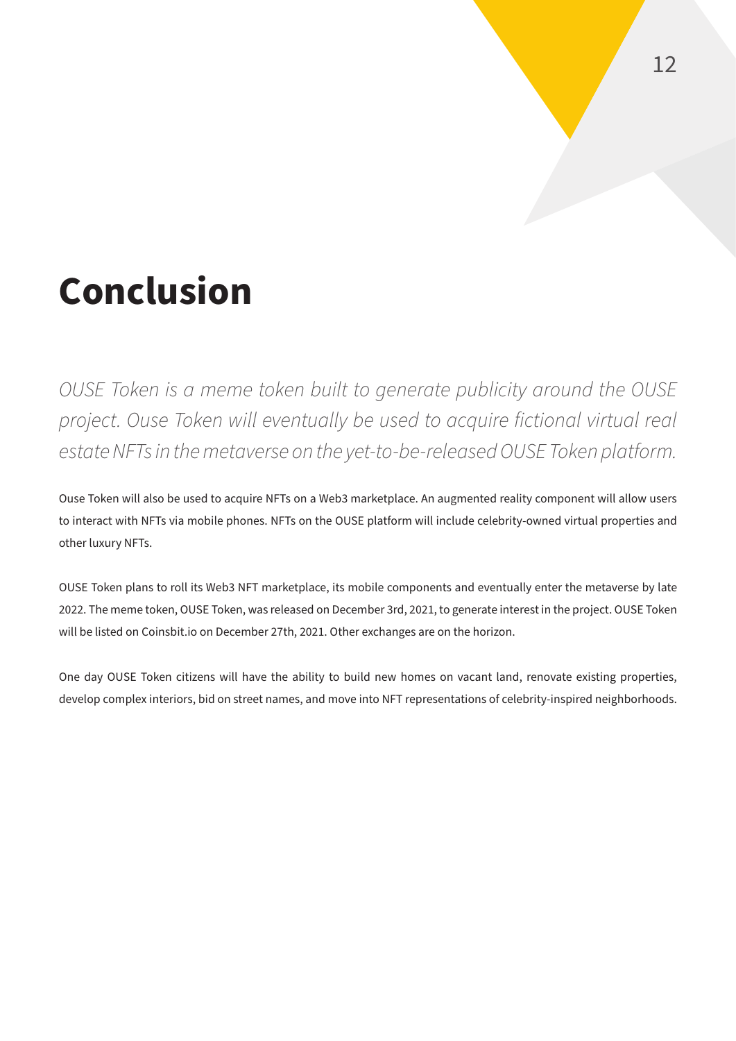# Conclusion

*OUSE Token is a meme token built to generate publicity around the OUSE project. Ouse Token will eventually be used to acquire fictional virtual real estate NFTs in the metaverse on the yet-to-be-released OUSE Token platform.*

Ouse Token will also be used to acquire NFTs on a Web3 marketplace. An augmented reality component will allow users to interact with NFTs via mobile phones. NFTs on the OUSE platform will include celebrity-owned virtual properties and other luxury NFTs.

OUSE Token plans to roll its Web3 NFT marketplace, its mobile components and eventually enter the metaverse by late 2022. The meme token, OUSE Token, was released on December 3rd, 2021, to generate interest in the project. OUSE Token will be listed on Coinsbit.io on December 27th, 2021. Other exchanges are on the horizon.

One day OUSE Token citizens will have the ability to build new homes on vacant land, renovate existing properties, develop complex interiors, bid on street names, and move into NFT representations of celebrity-inspired neighborhoods.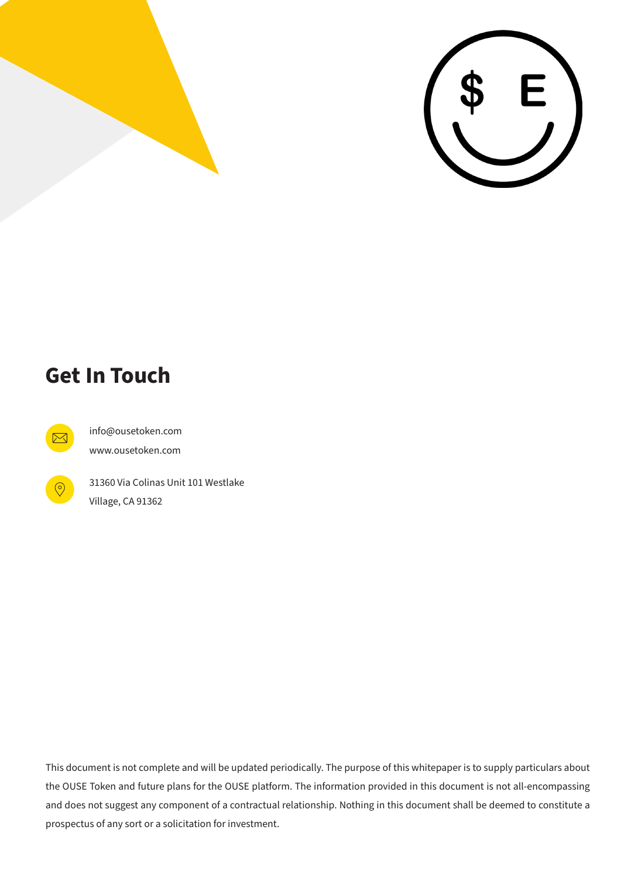## Get In Touch

info@ousetoken.com
www.ousetoken.com

31360 Via Colinas Unit 101 Westlake
Village, CA 91362

This document is not complete and will be updated periodically. The purpose of this whitepaper is to supply particulars about the OUSE Token and future plans for the OUSE platform. The information provided in this document is not all-encompassing and does not suggest any component of a contractual relationship. Nothing in this document shall be deemed to constitute a prospectus of any sort or a solicitation for investment.